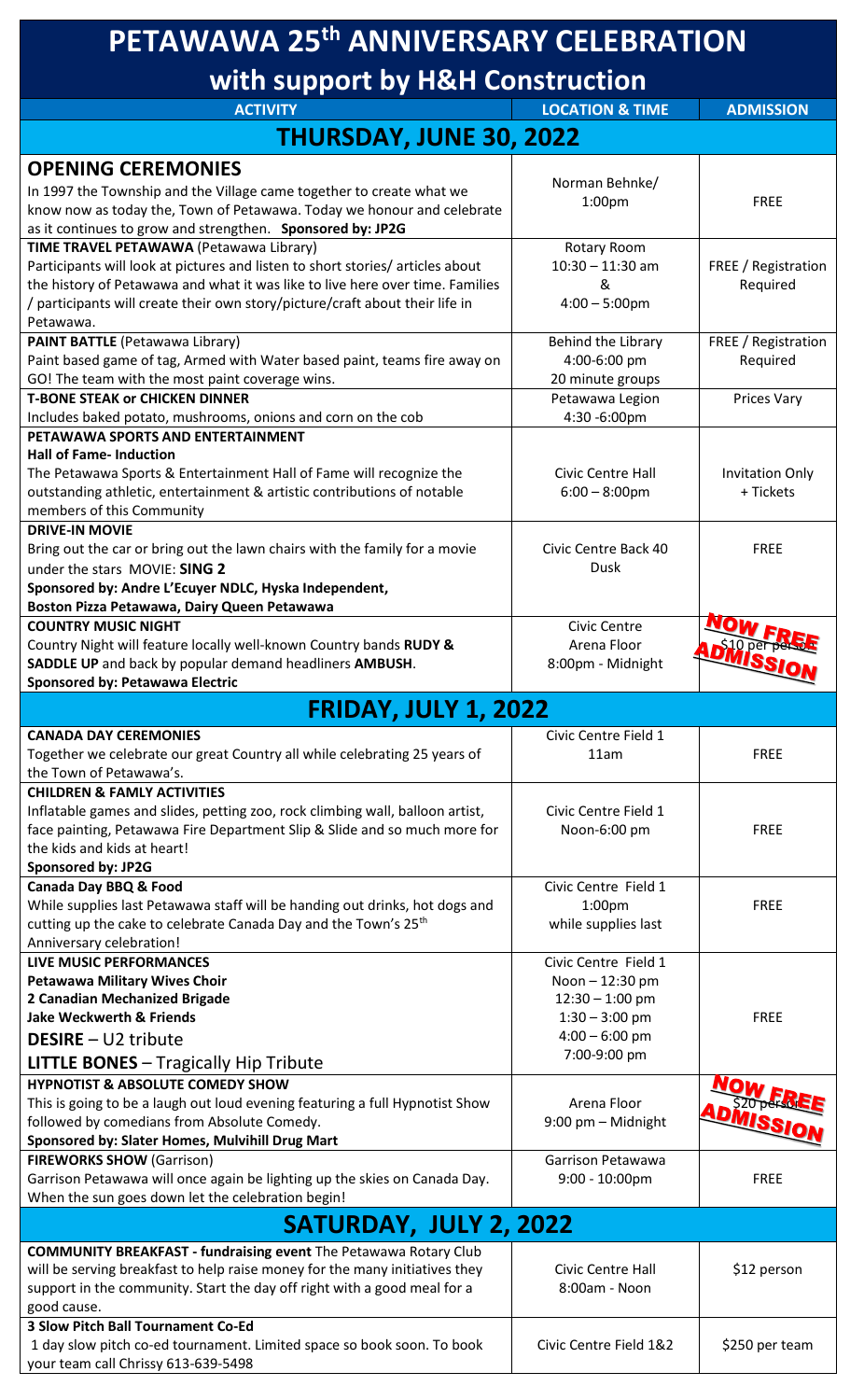# PETAWAWA 25th ANNIVERSARY CELEBRATION

## with support by H&H Construction

| ACTIVITY | LOCATION & TIME | ADMISSION |
|---|---|---|
| **THURSDAY, JUNE 30, 2022** | | |
| **OPENING CEREMONIES** In 1997 the Township and the Village came together to create what we know now as today the, Town of Petawawa. Today we honour and celebrate as it continues to grow and strengthen. **Sponsored by: JP2G** | Norman Behnke/ 1:00pm | FREE |
| **TIME TRAVEL PETAWAWA** (Petawawa Library) Participants will look at pictures and listen to short stories/ articles about the history of Petawawa and what it was like to live here over time. Families / participants will create their own story/picture/craft about their life in Petawawa. | Rotary Room 10:30 – 11:30 am & 4:00 – 5:00pm | FREE / Registration Required |
| **PAINT BATTLE** (Petawawa Library) Paint based game of tag, Armed with Water based paint, teams fire away on GO! The team with the most paint coverage wins. | Behind the Library 4:00-6:00 pm 20 minute groups | FREE / Registration Required |
| **T-BONE STEAK or CHICKEN DINNER** Includes baked potato, mushrooms, onions and corn on the cob | Petawawa Legion 4:30 -6:00pm | Prices Vary |
| **PETAWAWA SPORTS AND ENTERTAINMENT Hall of Fame- Induction** The Petawawa Sports & Entertainment Hall of Fame will recognize the outstanding athletic, entertainment & artistic contributions of notable members of this Community | Civic Centre Hall 6:00 – 8:00pm | Invitation Only + Tickets |
| **DRIVE-IN MOVIE** Bring out the car or bring out the lawn chairs with the family for a movie under the stars MOVIE: **SING 2** **Sponsored by: Andre L'Ecuyer NDLC, Hyska Independent, Boston Pizza Petawawa, Dairy Queen Petawawa** | Civic Centre Back 40 Dusk | FREE |
| **COUNTRY MUSIC NIGHT** Country Night will feature locally well-known Country bands **RUDY & SADDLE UP** and back by popular demand headliners **AMBUSH**. **Sponsored by: Petawawa Electric** | Civic Centre Arena Floor 8:00pm - Midnight | ~~$10 per person~~ NOW FREE ADMISSION |
| **FRIDAY, JULY 1, 2022** | | |
| **CANADA DAY CEREMONIES** Together we celebrate our great Country all while celebrating 25 years of the Town of Petawawa's. | Civic Centre Field 1 11am | FREE |
| **CHILDREN & FAMLY ACTIVITIES** Inflatable games and slides, petting zoo, rock climbing wall, balloon artist, face painting, Petawawa Fire Department Slip & Slide and so much more for the kids and kids at heart! **Sponsored by: JP2G** | Civic Centre Field 1 Noon-6:00 pm | FREE |
| **Canada Day BBQ & Food** While supplies last Petawawa staff will be handing out drinks, hot dogs and cutting up the cake to celebrate Canada Day and the Town's 25th Anniversary celebration! | Civic Centre Field 1 1:00pm while supplies last | FREE |
| **LIVE MUSIC PERFORMANCES** **Petawawa Military Wives Choir** **2 Canadian Mechanized Brigade** **Jake Weckwerth & Friends** **DESIRE** – U2 tribute **LITTLE BONES** – Tragically Hip Tribute | Civic Centre Field 1 Noon – 12:30 pm 12:30 – 1:00 pm 1:30 – 3:00 pm 4:00 – 6:00 pm 7:00-9:00 pm | FREE |
| **HYPNOTIST & ABSOLUTE COMEDY SHOW** This is going to be a laugh out loud evening featuring a full Hypnotist Show followed by comedians from Absolute Comedy. **Sponsored by: Slater Homes, Mulvihill Drug Mart** | Arena Floor 9:00 pm – Midnight | ~~$20 person~~ NOW FREE ADMISSION |
| **FIREWORKS SHOW** (Garrison) Garrison Petawawa will once again be lighting up the skies on Canada Day. When the sun goes down let the celebration begin! | Garrison Petawawa 9:00 - 10:00pm | FREE |
| **SATURDAY, JULY 2, 2022** | | |
| **COMMUNITY BREAKFAST - fundraising event** The Petawawa Rotary Club will be serving breakfast to help raise money for the many initiatives they support in the community. Start the day off right with a good meal for a good cause. | Civic Centre Hall 8:00am - Noon | $12 person |
| **3 Slow Pitch Ball Tournament Co-Ed** 1 day slow pitch co-ed tournament. Limited space so book soon. To book your team call Chrissy 613-639-5498 | Civic Centre Field 1&2 | $250 per team |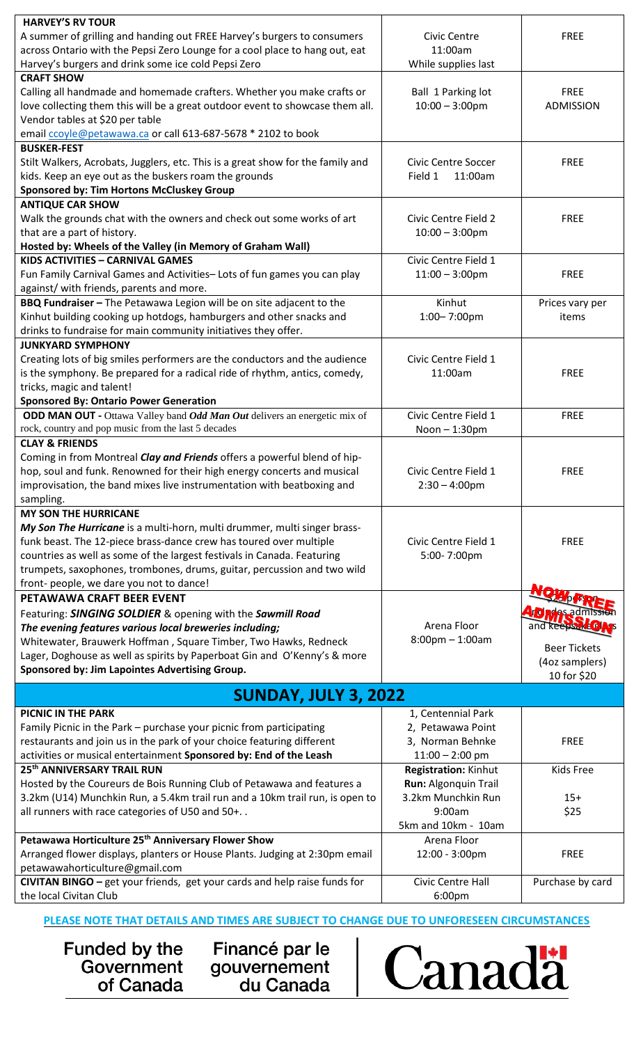| | | |
|---|---|---|
| **HARVEY'S RV TOUR**<br>A summer of grilling and handing out FREE Harvey's burgers to consumers across Ontario with the Pepsi Zero Lounge for a cool place to hang out, eat Harvey's burgers and drink some ice cold Pepsi Zero | Civic Centre<br>11:00am<br>While supplies last | FREE |
| **CRAFT SHOW**<br>Calling all handmade and homemade crafters. Whether you make crafts or love collecting them this will be a great outdoor event to showcase them all.<br>Vendor tables at $20 per table<br>email ccoyle@petawawa.ca or call 613-687-5678 * 2102 to book | Ball 1 Parking lot<br>10:00 – 3:00pm | FREE ADMISSION |
| **BUSKER-FEST**<br>Stilt Walkers, Acrobats, Jugglers, etc. This is a great show for the family and kids. Keep an eye out as the buskers roam the grounds<br>**Sponsored by: Tim Hortons McCluskey Group** | Civic Centre Soccer Field 1 11:00am | FREE |
| **ANTIQUE CAR SHOW**<br>Walk the grounds chat with the owners and check out some works of art that are a part of history.<br>**Hosted by: Wheels of the Valley (in Memory of Graham Wall)** | Civic Centre Field 2<br>10:00 – 3:00pm | FREE |
| **KIDS ACTIVITIES – CARNIVAL GAMES**<br>Fun Family Carnival Games and Activities– Lots of fun games you can play against/ with friends, parents and more. | Civic Centre Field 1<br>11:00 – 3:00pm | FREE |
| **BBQ Fundraiser –** The Petawawa Legion will be on site adjacent to the Kinhut building cooking up hotdogs, hamburgers and other snacks and drinks to fundraise for main community initiatives they offer. | Kinhut<br>1:00– 7:00pm | Prices vary per items |
| **JUNKYARD SYMPHONY**<br>Creating lots of big smiles performers are the conductors and the audience is the symphony. Be prepared for a radical ride of rhythm, antics, comedy, tricks, magic and talent!<br>**Sponsored By: Ontario Power Generation** | Civic Centre Field 1<br>11:00am | FREE |
| **ODD MAN OUT -** Ottawa Valley band ***Odd Man Out*** delivers an energetic mix of rock, country and pop music from the last 5 decades | Civic Centre Field 1<br>Noon – 1:30pm | FREE |
| **CLAY & FRIENDS**<br>Coming in from Montreal ***Clay and Friends*** offers a powerful blend of hip-hop, soul and funk. Renowned for their high energy concerts and musical improvisation, the band mixes live instrumentation with beatboxing and sampling. | Civic Centre Field 1<br>2:30 – 4:00pm | FREE |
| **MY SON THE HURRICANE**<br>***My Son The Hurricane*** is a multi-horn, multi drummer, multi singer brass-funk beast. The 12-piece brass-dance crew has toured over multiple countries as well as some of the largest festivals in Canada. Featuring trumpets, saxophones, trombones, drums, guitar, percussion and two wild front- people, we dare you not to dance! | Civic Centre Field 1<br>5:00- 7:00pm | FREE |
| **PETAWAWA CRAFT BEER EVENT**<br>Featuring: ***SINGING SOLDIER*** & opening with the ***Sawmill Road***<br>***The evening features various local breweries including;***<br>Whitewater, Brauwerk Hoffman , Square Timber, Two Hawks, Redneck Lager, Doghouse as well as spirits by Paperboat Gin and O'Kenny's & more<br>**Sponsored by: Jim Lapointes Advertising Group.** | Arena Floor<br>8:00pm – 1:00am | NOW FREE ADMISSION<br>Beer Tickets (4oz samplers)<br>10 for $20 |
| **SUNDAY, JULY 3, 2022** | | |
| **PICNIC IN THE PARK**<br>Family Picnic in the Park – purchase your picnic from participating restaurants and join us in the park of your choice featuring different activities or musical entertainment **Sponsored by: End of the Leash** | 1, Centennial Park<br>2, Petawawa Point<br>3, Norman Behnke<br>11:00 – 2:00 pm | FREE |
| **25th ANNIVERSARY TRAIL RUN**<br>Hosted by the Coureurs de Bois Running Club of Petawawa and features a 3.2km (U14) Munchkin Run, a 5.4km trail run and a 10km trail run, is open to all runners with race categories of U50 and 50+. . | **Registration:** Kinhut<br>**Run:** Algonquin Trail<br>3.2km Munchkin Run<br>9:00am<br>5km and 10km - 10am | Kids Free<br>15+<br>$25 |
| **Petawawa Horticulture 25th Anniversary Flower Show**<br>Arranged flower displays, planters or House Plants. Judging at 2:30pm email petawawahorticulture@gmail.com | Arena Floor<br>12:00 - 3:00pm | FREE |
| **CIVITAN BINGO –** get your friends, get your cards and help raise funds for the local Civitan Club | Civic Centre Hall<br>6:00pm | Purchase by card |

**PLEASE NOTE THAT DETAILS AND TIMES ARE SUBJECT TO CHANGE DUE TO UNFORESEEN CIRCUMSTANCES**

Funded by the Government of Canada | Financé par le gouvernement du Canada | Canada